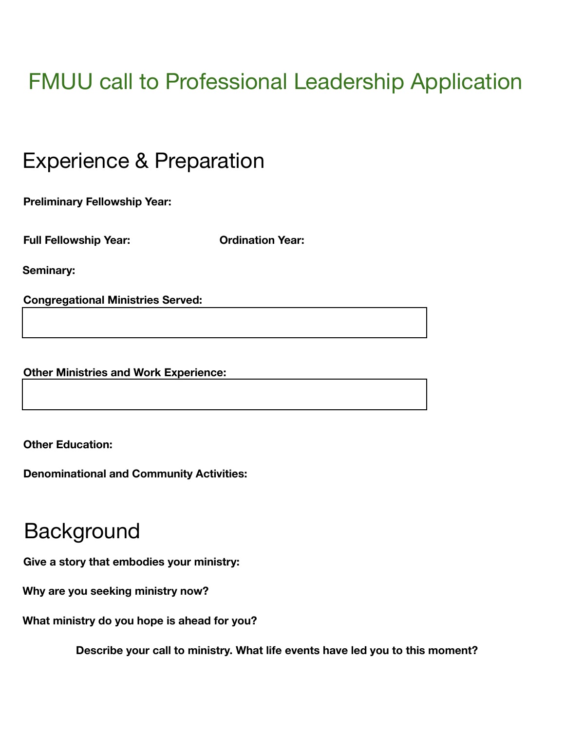# FMUU call to Professional Leadership Application

## Experience & Preparation

**Preliminary Fellowship Year:**

**Full Fellowship Year:** **Ordination Year:**

**Seminary:**

**Congregational Ministries Served:**

**Other Ministries and Work Experience:**

**Other Education:**

**Denominational and Community Activities:**

## Background

**Give a story that embodies your ministry:**

**Why are you seeking ministry now?**

**What ministry do you hope is ahead for you?**

**Describe your call to ministry. What life events have led you to this moment?**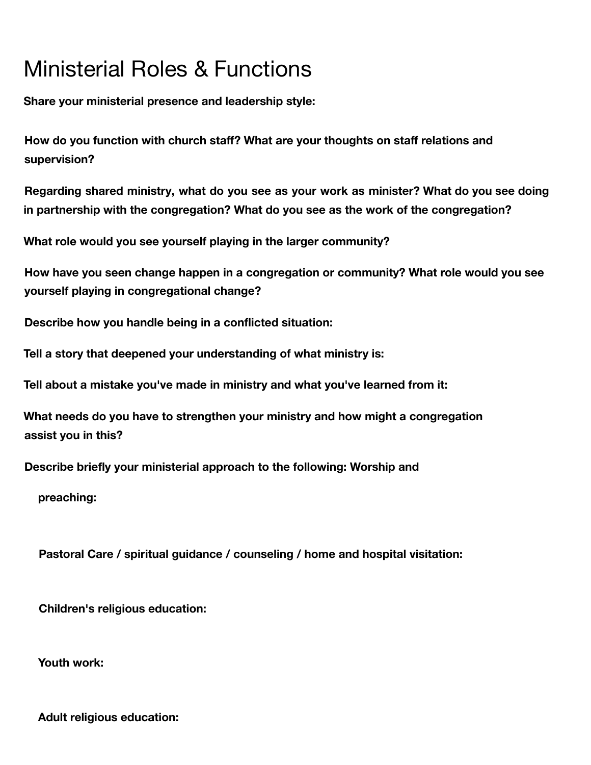# Ministerial Roles & Functions

**Share your ministerial presence and leadership style:**

**How do you function with church staff? What are your thoughts on staff relations and supervision?**

**Regarding shared ministry, what do you see as your work as minister? What do you see doing in partnership with the congregation? What do you see as the work of the congregation?**

**What role would you see yourself playing in the larger community?**

**How have you seen change happen in a congregation or community? What role would you see yourself playing in congregational change?**

**Describe how you handle being in a conflicted situation:**

**Tell a story that deepened your understanding of what ministry is:**

**Tell about a mistake you've made in ministry and what you've learned from it:**

**What needs do you have to strengthen your ministry and how might a congregation assist you in this?**

**Describe briefly your ministerial approach to the following: Worship and**

**preaching:**

**Pastoral Care / spiritual guidance / counseling / home and hospital visitation:**

**Children's religious education:**

**Youth work:**

**Adult religious education:**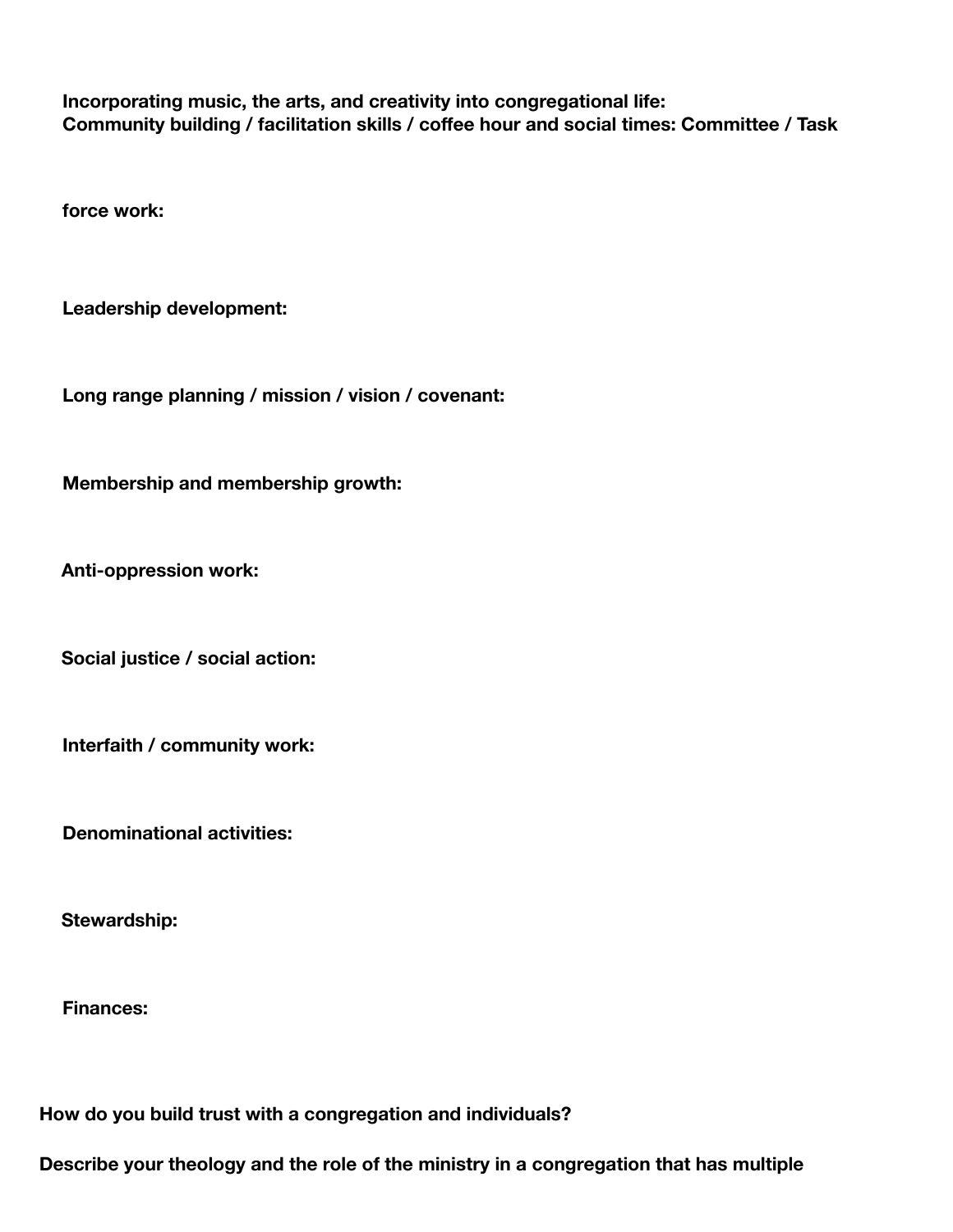**Incorporating music, the arts, and creativity into congregational life:**
**Community building / facilitation skills / coffee hour and social times: Committee / Task**

**force work:**

**Leadership development:**

**Long range planning / mission / vision / covenant:**

**Membership and membership growth:**

**Anti-oppression work:**

**Social justice / social action:**

**Interfaith / community work:**

**Denominational activities:**

**Stewardship:**

**Finances:**

**How do you build trust with a congregation and individuals?**

**Describe your theology and the role of the ministry in a congregation that has multiple**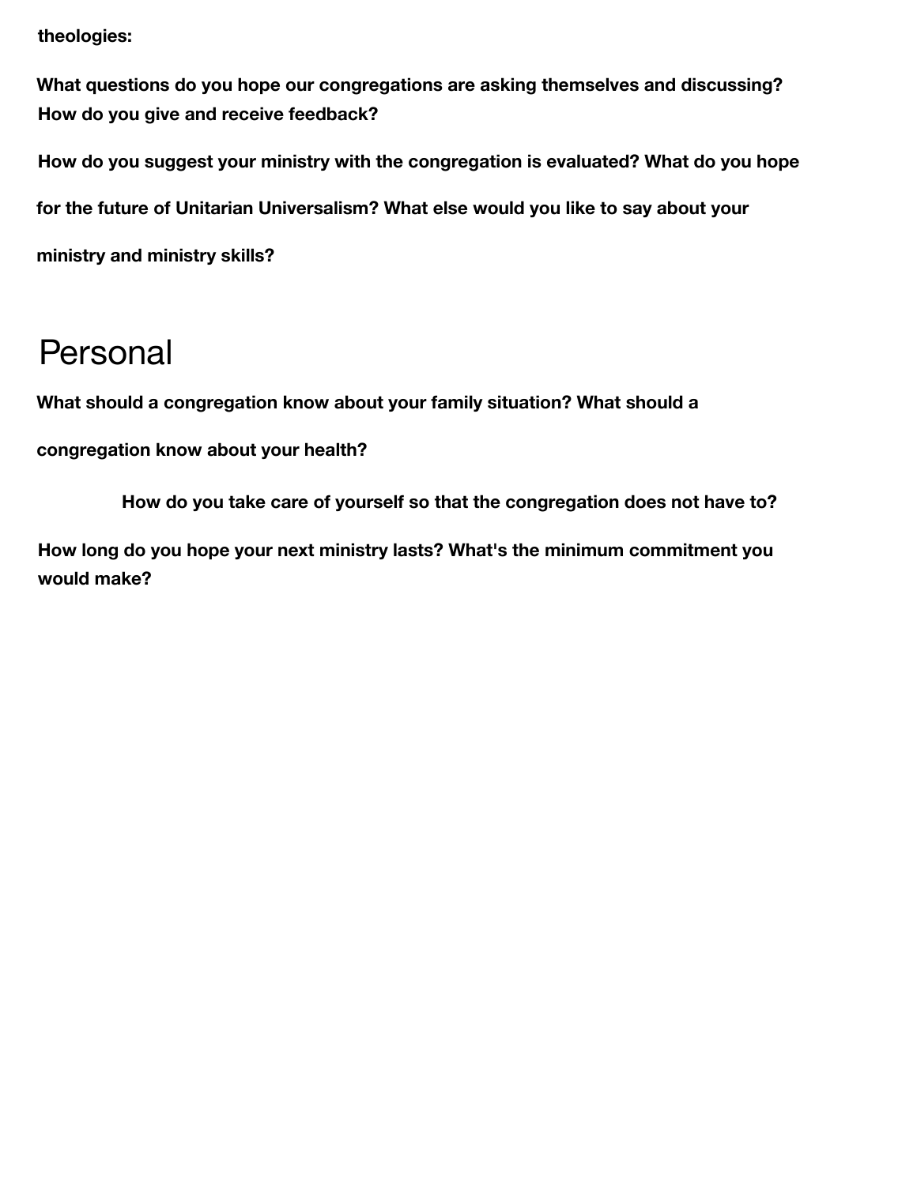**theologies:**

**What questions do you hope our congregations are asking themselves and discussing? How do you give and receive feedback?**

**How do you suggest your ministry with the congregation is evaluated? What do you hope for the future of Unitarian Universalism? What else would you like to say about your ministry and ministry skills?**

# Personal

**What should a congregation know about your family situation? What should a congregation know about your health?**

**How do you take care of yourself so that the congregation does not have to?**

**How long do you hope your next ministry lasts? What's the minimum commitment you would make?**